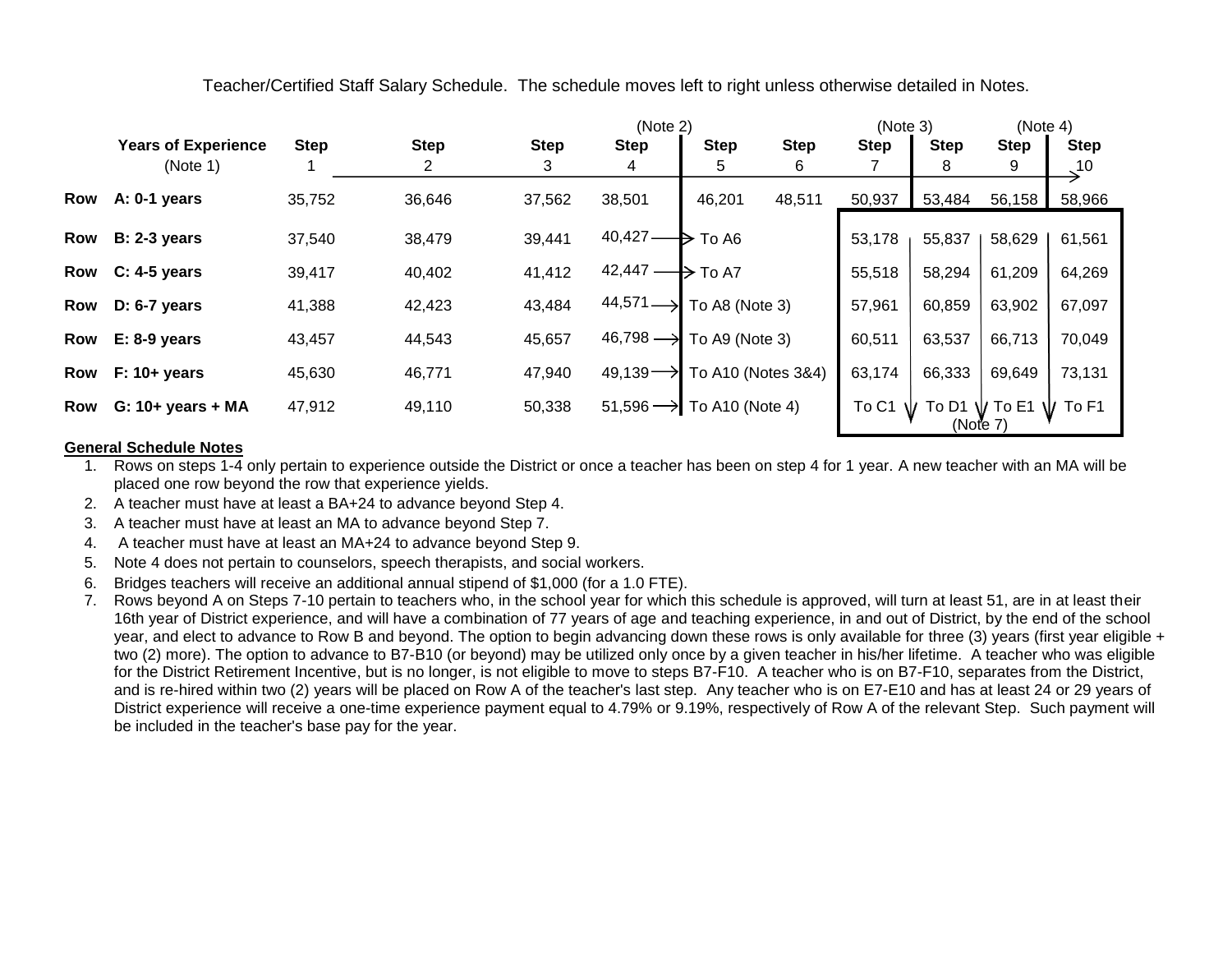Teacher/Certified Staff Salary Schedule. The schedule moves left to right unless otherwise detailed in Notes.

| | Years of Experience (Note 1) | Step 1 | Step 2 | Step 3 | Step 4 (Note 2) | Step 5 | Step 6 | Step 7 (Note 3) | Step 8 | Step 9 (Note 4) | Step 10 |
|---|---|---|---|---|---|---|---|---|---|---|---|
| Row | A: 0-1 years | 35,752 | 36,646 | 37,562 | 38,501 | 46,201 | 48,511 | 50,937 | 53,484 | 56,158 | 58,966 |
| Row | B: 2-3 years | 37,540 | 38,479 | 39,441 | 40,427 → | To A6 | | 53,178 | 55,837 | 58,629 | 61,561 |
| Row | C: 4-5 years | 39,417 | 40,402 | 41,412 | 42,447 → | To A7 | | 55,518 | 58,294 | 61,209 | 64,269 |
| Row | D: 6-7 years | 41,388 | 42,423 | 43,484 | 44,571 → | To A8 (Note 3) | | 57,961 | 60,859 | 63,902 | 67,097 |
| Row | E: 8-9 years | 43,457 | 44,543 | 45,657 | 46,798 → | To A9 (Note 3) | | 60,511 | 63,537 | 66,713 | 70,049 |
| Row | F: 10+ years | 45,630 | 46,771 | 47,940 | 49,139 → | To A10 (Notes 3&4) | | 63,174 | 66,333 | 69,649 | 73,131 |
| Row | G: 10+ years + MA | 47,912 | 49,110 | 50,338 | 51,596 → | To A10 (Note 4) | | To C1 | To D1 | To E1 | To F1 |
| | | | | | | | | | (Note 7) | | |

**General Schedule Notes**

1. Rows on steps 1-4 only pertain to experience outside the District or once a teacher has been on step 4 for 1 year. A new teacher with an MA will be placed one row beyond the row that experience yields.
2. A teacher must have at least a BA+24 to advance beyond Step 4.
3. A teacher must have at least an MA to advance beyond Step 7.
4. A teacher must have at least an MA+24 to advance beyond Step 9.
5. Note 4 does not pertain to counselors, speech therapists, and social workers.
6. Bridges teachers will receive an additional annual stipend of $1,000 (for a 1.0 FTE).
7. Rows beyond A on Steps 7-10 pertain to teachers who, in the school year for which this schedule is approved, will turn at least 51, are in at least their 16th year of District experience, and will have a combination of 77 years of age and teaching experience, in and out of District, by the end of the school year, and elect to advance to Row B and beyond. The option to begin advancing down these rows is only available for three (3) years (first year eligible + two (2) more). The option to advance to B7-B10 (or beyond) may be utilized only once by a given teacher in his/her lifetime. A teacher who was eligible for the District Retirement Incentive, but is no longer, is not eligible to move to steps B7-F10. A teacher who is on B7-F10, separates from the District, and is re-hired within two (2) years will be placed on Row A of the teacher's last step. Any teacher who is on E7-E10 and has at least 24 or 29 years of District experience will receive a one-time experience payment equal to 4.79% or 9.19%, respectively of Row A of the relevant Step. Such payment will be included in the teacher's base pay for the year.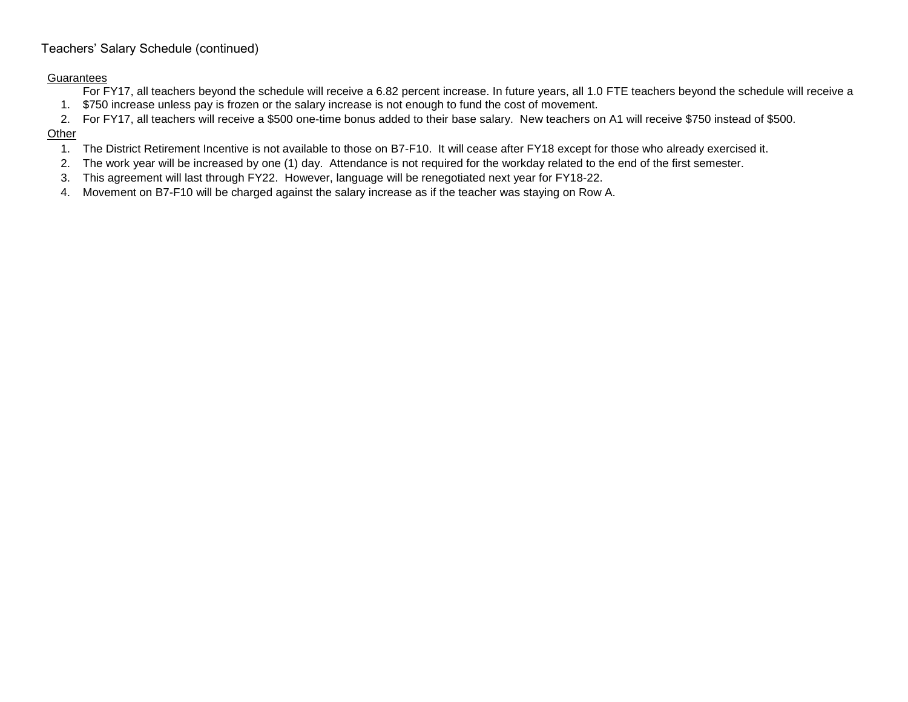Teachers' Salary Schedule (continued)

Guarantees

1. For FY17, all teachers beyond the schedule will receive a 6.82 percent increase. In future years, all 1.0 FTE teachers beyond the schedule will receive a $750 increase unless pay is frozen or the salary increase is not enough to fund the cost of movement.
2. For FY17, all teachers will receive a $500 one-time bonus added to their base salary. New teachers on A1 will receive $750 instead of $500.

Other

1. The District Retirement Incentive is not available to those on B7-F10. It will cease after FY18 except for those who already exercised it.
2. The work year will be increased by one (1) day. Attendance is not required for the workday related to the end of the first semester.
3. This agreement will last through FY22. However, language will be renegotiated next year for FY18-22.
4. Movement on B7-F10 will be charged against the salary increase as if the teacher was staying on Row A.